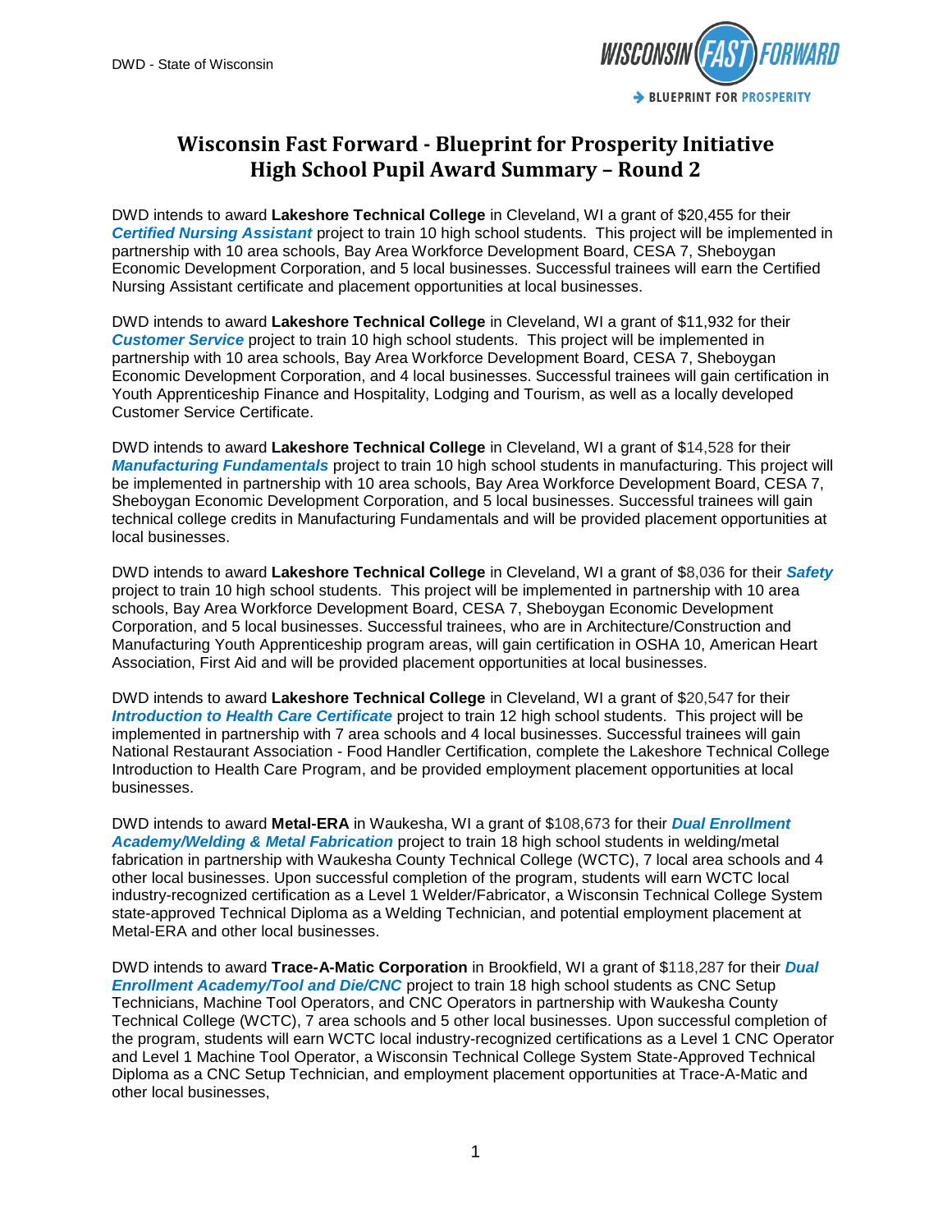# Wisconsin Fast Forward - Blueprint for Prosperity Initiative
# High School Pupil Award Summary – Round 2

DWD intends to award **Lakeshore Technical College** in Cleveland, WI a grant of $20,455 for their ***Certified Nursing Assistant*** project to train 10 high school students. This project will be implemented in partnership with 10 area schools, Bay Area Workforce Development Board, CESA 7, Sheboygan Economic Development Corporation, and 5 local businesses. Successful trainees will earn the Certified Nursing Assistant certificate and placement opportunities at local businesses.

DWD intends to award **Lakeshore Technical College** in Cleveland, WI a grant of $11,932 for their ***Customer Service*** project to train 10 high school students. This project will be implemented in partnership with 10 area schools, Bay Area Workforce Development Board, CESA 7, Sheboygan Economic Development Corporation, and 4 local businesses. Successful trainees will gain certification in Youth Apprenticeship Finance and Hospitality, Lodging and Tourism, as well as a locally developed Customer Service Certificate.

DWD intends to award **Lakeshore Technical College** in Cleveland, WI a grant of $14,528 for their ***Manufacturing Fundamentals*** project to train 10 high school students in manufacturing. This project will be implemented in partnership with 10 area schools, Bay Area Workforce Development Board, CESA 7, Sheboygan Economic Development Corporation, and 5 local businesses. Successful trainees will gain technical college credits in Manufacturing Fundamentals and will be provided placement opportunities at local businesses.

DWD intends to award **Lakeshore Technical College** in Cleveland, WI a grant of $8,036 for their ***Safety*** project to train 10 high school students. This project will be implemented in partnership with 10 area schools, Bay Area Workforce Development Board, CESA 7, Sheboygan Economic Development Corporation, and 5 local businesses. Successful trainees, who are in Architecture/Construction and Manufacturing Youth Apprenticeship program areas, will gain certification in OSHA 10, American Heart Association, First Aid and will be provided placement opportunities at local businesses.

DWD intends to award **Lakeshore Technical College** in Cleveland, WI a grant of $20,547 for their ***Introduction to Health Care Certificate*** project to train 12 high school students. This project will be implemented in partnership with 7 area schools and 4 local businesses. Successful trainees will gain National Restaurant Association - Food Handler Certification, complete the Lakeshore Technical College Introduction to Health Care Program, and be provided employment placement opportunities at local businesses.

DWD intends to award **Metal-ERA** in Waukesha, WI a grant of $108,673 for their ***Dual Enrollment Academy/Welding & Metal Fabrication*** project to train 18 high school students in welding/metal fabrication in partnership with Waukesha County Technical College (WCTC), 7 local area schools and 4 other local businesses. Upon successful completion of the program, students will earn WCTC local industry-recognized certification as a Level 1 Welder/Fabricator, a Wisconsin Technical College System state-approved Technical Diploma as a Welding Technician, and potential employment placement at Metal-ERA and other local businesses.

DWD intends to award **Trace-A-Matic Corporation** in Brookfield, WI a grant of $118,287 for their ***Dual Enrollment Academy/Tool and Die/CNC*** project to train 18 high school students as CNC Setup Technicians, Machine Tool Operators, and CNC Operators in partnership with Waukesha County Technical College (WCTC), 7 area schools and 5 other local businesses. Upon successful completion of the program, students will earn WCTC local industry-recognized certifications as a Level 1 CNC Operator and Level 1 Machine Tool Operator, a Wisconsin Technical College System State-Approved Technical Diploma as a CNC Setup Technician, and employment placement opportunities at Trace-A-Matic and other local businesses,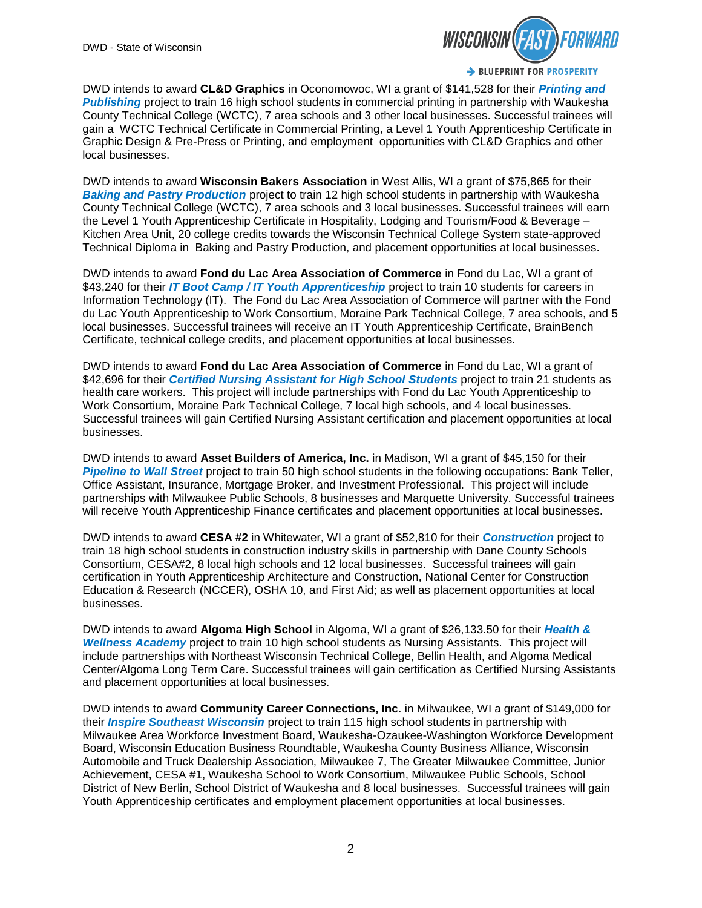DWD intends to award **CL&D Graphics** in Oconomowoc, WI a grant of $141,528 for their ***Printing and Publishing*** project to train 16 high school students in commercial printing in partnership with Waukesha County Technical College (WCTC), 7 area schools and 3 other local businesses. Successful trainees will gain a WCTC Technical Certificate in Commercial Printing, a Level 1 Youth Apprenticeship Certificate in Graphic Design & Pre-Press or Printing, and employment opportunities with CL&D Graphics and other local businesses.

DWD intends to award **Wisconsin Bakers Association** in West Allis, WI a grant of $75,865 for their ***Baking and Pastry Production*** project to train 12 high school students in partnership with Waukesha County Technical College (WCTC), 7 area schools and 3 local businesses. Successful trainees will earn the Level 1 Youth Apprenticeship Certificate in Hospitality, Lodging and Tourism/Food & Beverage – Kitchen Area Unit, 20 college credits towards the Wisconsin Technical College System state-approved Technical Diploma in Baking and Pastry Production, and placement opportunities at local businesses.

DWD intends to award **Fond du Lac Area Association of Commerce** in Fond du Lac, WI a grant of $43,240 for their ***IT Boot Camp / IT Youth Apprenticeship*** project to train 10 students for careers in Information Technology (IT). The Fond du Lac Area Association of Commerce will partner with the Fond du Lac Youth Apprenticeship to Work Consortium, Moraine Park Technical College, 7 area schools, and 5 local businesses. Successful trainees will receive an IT Youth Apprenticeship Certificate, BrainBench Certificate, technical college credits, and placement opportunities at local businesses.

DWD intends to award **Fond du Lac Area Association of Commerce** in Fond du Lac, WI a grant of $42,696 for their ***Certified Nursing Assistant for High School Students*** project to train 21 students as health care workers. This project will include partnerships with Fond du Lac Youth Apprenticeship to Work Consortium, Moraine Park Technical College, 7 local high schools, and 4 local businesses. Successful trainees will gain Certified Nursing Assistant certification and placement opportunities at local businesses.

DWD intends to award **Asset Builders of America, Inc.** in Madison, WI a grant of $45,150 for their ***Pipeline to Wall Street*** project to train 50 high school students in the following occupations: Bank Teller, Office Assistant, Insurance, Mortgage Broker, and Investment Professional. This project will include partnerships with Milwaukee Public Schools, 8 businesses and Marquette University. Successful trainees will receive Youth Apprenticeship Finance certificates and placement opportunities at local businesses.

DWD intends to award **CESA #2** in Whitewater, WI a grant of $52,810 for their ***Construction*** project to train 18 high school students in construction industry skills in partnership with Dane County Schools Consortium, CESA#2, 8 local high schools and 12 local businesses. Successful trainees will gain certification in Youth Apprenticeship Architecture and Construction, National Center for Construction Education & Research (NCCER), OSHA 10, and First Aid; as well as placement opportunities at local businesses.

DWD intends to award **Algoma High School** in Algoma, WI a grant of $26,133.50 for their ***Health & Wellness Academy*** project to train 10 high school students as Nursing Assistants. This project will include partnerships with Northeast Wisconsin Technical College, Bellin Health, and Algoma Medical Center/Algoma Long Term Care. Successful trainees will gain certification as Certified Nursing Assistants and placement opportunities at local businesses.

DWD intends to award **Community Career Connections, Inc.** in Milwaukee, WI a grant of $149,000 for their ***Inspire Southeast Wisconsin*** project to train 115 high school students in partnership with Milwaukee Area Workforce Investment Board, Waukesha-Ozaukee-Washington Workforce Development Board, Wisconsin Education Business Roundtable, Waukesha County Business Alliance, Wisconsin Automobile and Truck Dealership Association, Milwaukee 7, The Greater Milwaukee Committee, Junior Achievement, CESA #1, Waukesha School to Work Consortium, Milwaukee Public Schools, School District of New Berlin, School District of Waukesha and 8 local businesses. Successful trainees will gain Youth Apprenticeship certificates and employment placement opportunities at local businesses.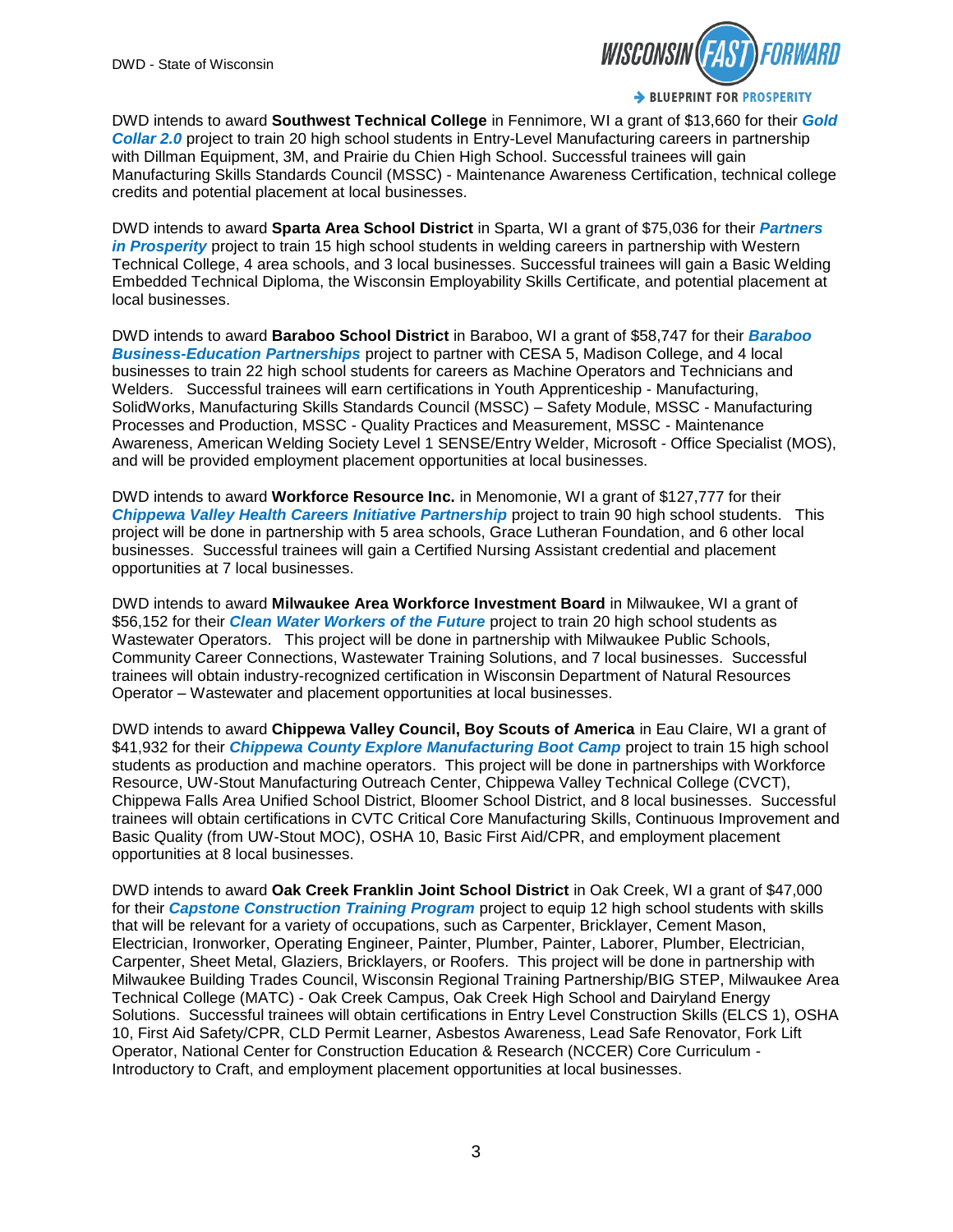DWD intends to award **Southwest Technical College** in Fennimore, WI a grant of $13,660 for their ***Gold Collar 2.0*** project to train 20 high school students in Entry-Level Manufacturing careers in partnership with Dillman Equipment, 3M, and Prairie du Chien High School. Successful trainees will gain Manufacturing Skills Standards Council (MSSC) - Maintenance Awareness Certification, technical college credits and potential placement at local businesses.

DWD intends to award **Sparta Area School District** in Sparta, WI a grant of $75,036 for their ***Partners in Prosperity*** project to train 15 high school students in welding careers in partnership with Western Technical College, 4 area schools, and 3 local businesses. Successful trainees will gain a Basic Welding Embedded Technical Diploma, the Wisconsin Employability Skills Certificate, and potential placement at local businesses.

DWD intends to award **Baraboo School District** in Baraboo, WI a grant of $58,747 for their ***Baraboo Business-Education Partnerships*** project to partner with CESA 5, Madison College, and 4 local businesses to train 22 high school students for careers as Machine Operators and Technicians and Welders. Successful trainees will earn certifications in Youth Apprenticeship - Manufacturing, SolidWorks, Manufacturing Skills Standards Council (MSSC) – Safety Module, MSSC - Manufacturing Processes and Production, MSSC - Quality Practices and Measurement, MSSC - Maintenance Awareness, American Welding Society Level 1 SENSE/Entry Welder, Microsoft - Office Specialist (MOS), and will be provided employment placement opportunities at local businesses.

DWD intends to award **Workforce Resource Inc.** in Menomonie, WI a grant of $127,777 for their ***Chippewa Valley Health Careers Initiative Partnership*** project to train 90 high school students. This project will be done in partnership with 5 area schools, Grace Lutheran Foundation, and 6 other local businesses. Successful trainees will gain a Certified Nursing Assistant credential and placement opportunities at 7 local businesses.

DWD intends to award **Milwaukee Area Workforce Investment Board** in Milwaukee, WI a grant of $56,152 for their ***Clean Water Workers of the Future*** project to train 20 high school students as Wastewater Operators. This project will be done in partnership with Milwaukee Public Schools, Community Career Connections, Wastewater Training Solutions, and 7 local businesses. Successful trainees will obtain industry-recognized certification in Wisconsin Department of Natural Resources Operator – Wastewater and placement opportunities at local businesses.

DWD intends to award **Chippewa Valley Council, Boy Scouts of America** in Eau Claire, WI a grant of $41,932 for their ***Chippewa County Explore Manufacturing Boot Camp*** project to train 15 high school students as production and machine operators. This project will be done in partnerships with Workforce Resource, UW-Stout Manufacturing Outreach Center, Chippewa Valley Technical College (CVCT), Chippewa Falls Area Unified School District, Bloomer School District, and 8 local businesses. Successful trainees will obtain certifications in CVTC Critical Core Manufacturing Skills, Continuous Improvement and Basic Quality (from UW-Stout MOC), OSHA 10, Basic First Aid/CPR, and employment placement opportunities at 8 local businesses.

DWD intends to award **Oak Creek Franklin Joint School District** in Oak Creek, WI a grant of $47,000 for their ***Capstone Construction Training Program*** project to equip 12 high school students with skills that will be relevant for a variety of occupations, such as Carpenter, Bricklayer, Cement Mason, Electrician, Ironworker, Operating Engineer, Painter, Plumber, Painter, Laborer, Plumber, Electrician, Carpenter, Sheet Metal, Glaziers, Bricklayers, or Roofers. This project will be done in partnership with Milwaukee Building Trades Council, Wisconsin Regional Training Partnership/BIG STEP, Milwaukee Area Technical College (MATC) - Oak Creek Campus, Oak Creek High School and Dairyland Energy Solutions. Successful trainees will obtain certifications in Entry Level Construction Skills (ELCS 1), OSHA 10, First Aid Safety/CPR, CLD Permit Learner, Asbestos Awareness, Lead Safe Renovator, Fork Lift Operator, National Center for Construction Education & Research (NCCER) Core Curriculum - Introductory to Craft, and employment placement opportunities at local businesses.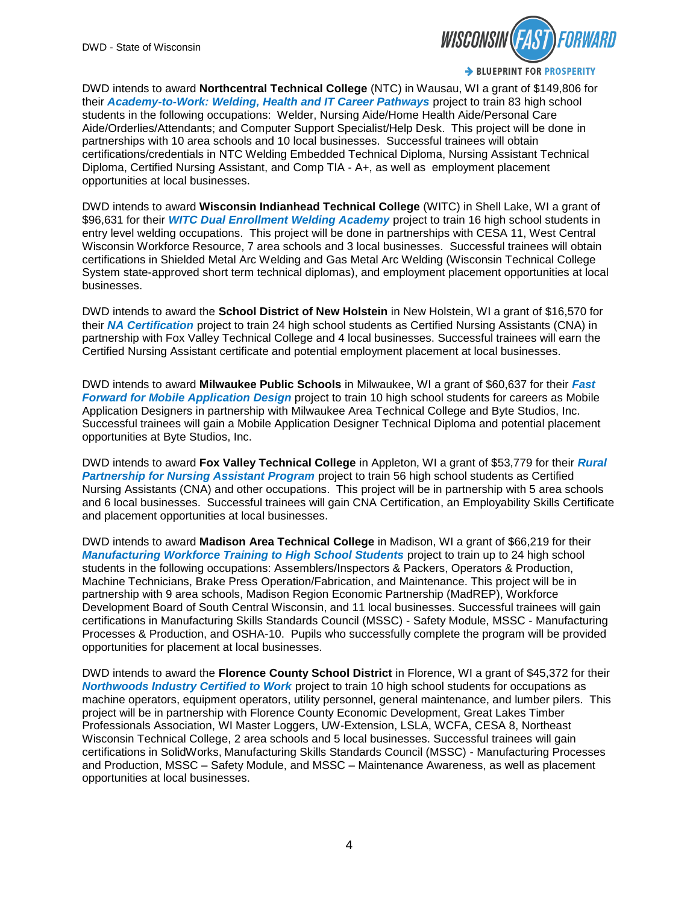DWD intends to award **Northcentral Technical College** (NTC) in Wausau, WI a grant of $149,806 for their ***Academy-to-Work: Welding, Health and IT Career Pathways*** project to train 83 high school students in the following occupations: Welder, Nursing Aide/Home Health Aide/Personal Care Aide/Orderlies/Attendants; and Computer Support Specialist/Help Desk. This project will be done in partnerships with 10 area schools and 10 local businesses. Successful trainees will obtain certifications/credentials in NTC Welding Embedded Technical Diploma, Nursing Assistant Technical Diploma, Certified Nursing Assistant, and Comp TIA - A+, as well as employment placement opportunities at local businesses.

DWD intends to award **Wisconsin Indianhead Technical College** (WITC) in Shell Lake, WI a grant of $96,631 for their ***WITC Dual Enrollment Welding Academy*** project to train 16 high school students in entry level welding occupations. This project will be done in partnerships with CESA 11, West Central Wisconsin Workforce Resource, 7 area schools and 3 local businesses. Successful trainees will obtain certifications in Shielded Metal Arc Welding and Gas Metal Arc Welding (Wisconsin Technical College System state-approved short term technical diplomas), and employment placement opportunities at local businesses.

DWD intends to award the **School District of New Holstein** in New Holstein, WI a grant of $16,570 for their ***NA Certification*** project to train 24 high school students as Certified Nursing Assistants (CNA) in partnership with Fox Valley Technical College and 4 local businesses. Successful trainees will earn the Certified Nursing Assistant certificate and potential employment placement at local businesses.

DWD intends to award **Milwaukee Public Schools** in Milwaukee, WI a grant of $60,637 for their ***Fast Forward for Mobile Application Design*** project to train 10 high school students for careers as Mobile Application Designers in partnership with Milwaukee Area Technical College and Byte Studios, Inc. Successful trainees will gain a Mobile Application Designer Technical Diploma and potential placement opportunities at Byte Studios, Inc.

DWD intends to award **Fox Valley Technical College** in Appleton, WI a grant of $53,779 for their ***Rural Partnership for Nursing Assistant Program*** project to train 56 high school students as Certified Nursing Assistants (CNA) and other occupations. This project will be in partnership with 5 area schools and 6 local businesses. Successful trainees will gain CNA Certification, an Employability Skills Certificate and placement opportunities at local businesses.

DWD intends to award **Madison Area Technical College** in Madison, WI a grant of $66,219 for their ***Manufacturing Workforce Training to High School Students*** project to train up to 24 high school students in the following occupations: Assemblers/Inspectors & Packers, Operators & Production, Machine Technicians, Brake Press Operation/Fabrication, and Maintenance. This project will be in partnership with 9 area schools, Madison Region Economic Partnership (MadREP), Workforce Development Board of South Central Wisconsin, and 11 local businesses. Successful trainees will gain certifications in Manufacturing Skills Standards Council (MSSC) - Safety Module, MSSC - Manufacturing Processes & Production, and OSHA-10. Pupils who successfully complete the program will be provided opportunities for placement at local businesses.

DWD intends to award the **Florence County School District** in Florence, WI a grant of $45,372 for their ***Northwoods Industry Certified to Work*** project to train 10 high school students for occupations as machine operators, equipment operators, utility personnel, general maintenance, and lumber pilers. This project will be in partnership with Florence County Economic Development, Great Lakes Timber Professionals Association, WI Master Loggers, UW-Extension, LSLA, WCFA, CESA 8, Northeast Wisconsin Technical College, 2 area schools and 5 local businesses. Successful trainees will gain certifications in SolidWorks, Manufacturing Skills Standards Council (MSSC) - Manufacturing Processes and Production, MSSC – Safety Module, and MSSC – Maintenance Awareness, as well as placement opportunities at local businesses.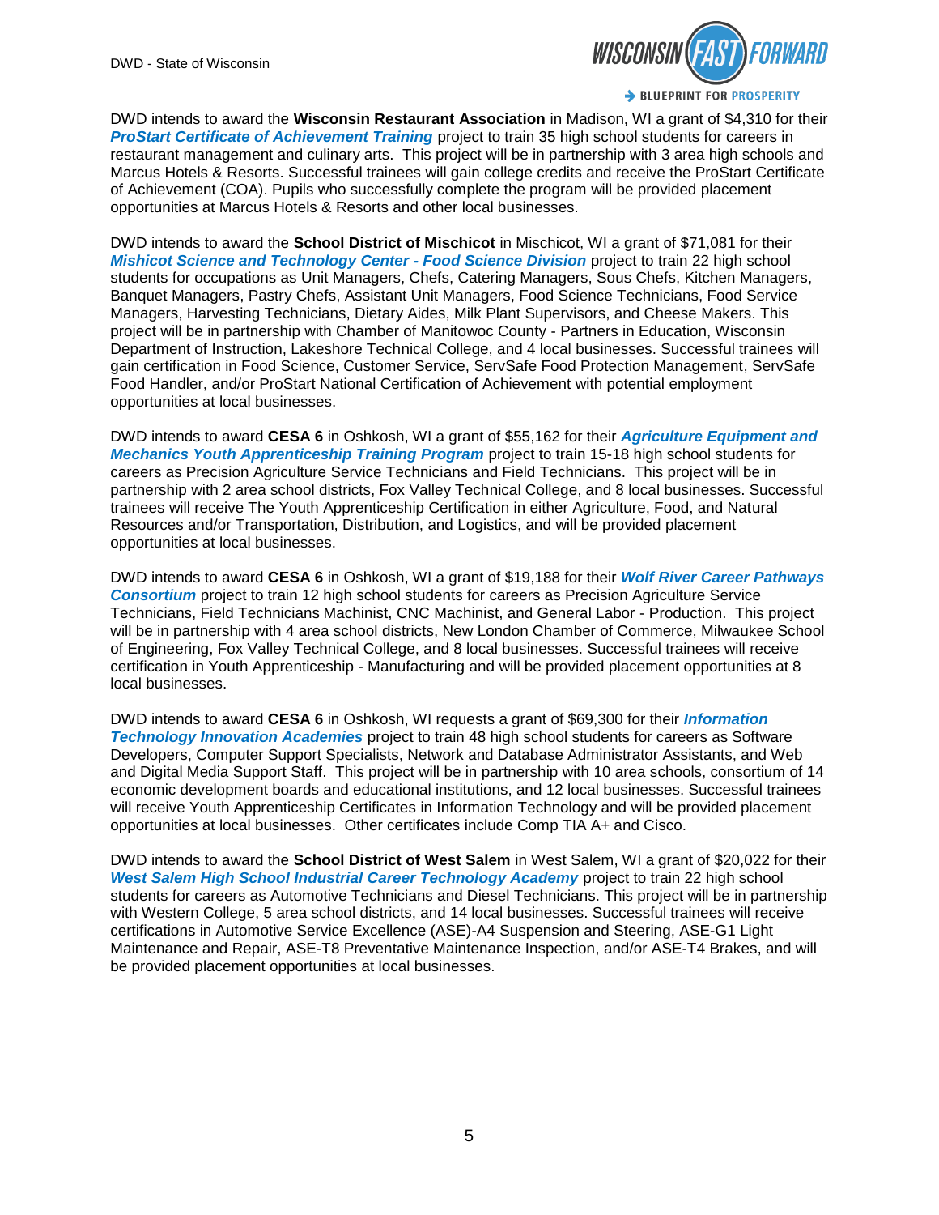DWD intends to award the **Wisconsin Restaurant Association** in Madison, WI a grant of $4,310 for their ***ProStart Certificate of Achievement Training*** project to train 35 high school students for careers in restaurant management and culinary arts. This project will be in partnership with 3 area high schools and Marcus Hotels & Resorts. Successful trainees will gain college credits and receive the ProStart Certificate of Achievement (COA). Pupils who successfully complete the program will be provided placement opportunities at Marcus Hotels & Resorts and other local businesses.

DWD intends to award the **School District of Mischicot** in Mischicot, WI a grant of $71,081 for their ***Mishicot Science and Technology Center - Food Science Division*** project to train 22 high school students for occupations as Unit Managers, Chefs, Catering Managers, Sous Chefs, Kitchen Managers, Banquet Managers, Pastry Chefs, Assistant Unit Managers, Food Science Technicians, Food Service Managers, Harvesting Technicians, Dietary Aides, Milk Plant Supervisors, and Cheese Makers. This project will be in partnership with Chamber of Manitowoc County - Partners in Education, Wisconsin Department of Instruction, Lakeshore Technical College, and 4 local businesses. Successful trainees will gain certification in Food Science, Customer Service, ServSafe Food Protection Management, ServSafe Food Handler, and/or ProStart National Certification of Achievement with potential employment opportunities at local businesses.

DWD intends to award **CESA 6** in Oshkosh, WI a grant of $55,162 for their ***Agriculture Equipment and Mechanics Youth Apprenticeship Training Program*** project to train 15-18 high school students for careers as Precision Agriculture Service Technicians and Field Technicians. This project will be in partnership with 2 area school districts, Fox Valley Technical College, and 8 local businesses. Successful trainees will receive The Youth Apprenticeship Certification in either Agriculture, Food, and Natural Resources and/or Transportation, Distribution, and Logistics, and will be provided placement opportunities at local businesses.

DWD intends to award **CESA 6** in Oshkosh, WI a grant of $19,188 for their ***Wolf River Career Pathways Consortium*** project to train 12 high school students for careers as Precision Agriculture Service Technicians, Field Technicians Machinist, CNC Machinist, and General Labor - Production. This project will be in partnership with 4 area school districts, New London Chamber of Commerce, Milwaukee School of Engineering, Fox Valley Technical College, and 8 local businesses. Successful trainees will receive certification in Youth Apprenticeship - Manufacturing and will be provided placement opportunities at 8 local businesses.

DWD intends to award **CESA 6** in Oshkosh, WI requests a grant of $69,300 for their ***Information Technology Innovation Academies*** project to train 48 high school students for careers as Software Developers, Computer Support Specialists, Network and Database Administrator Assistants, and Web and Digital Media Support Staff. This project will be in partnership with 10 area schools, consortium of 14 economic development boards and educational institutions, and 12 local businesses. Successful trainees will receive Youth Apprenticeship Certificates in Information Technology and will be provided placement opportunities at local businesses. Other certificates include Comp TIA A+ and Cisco.

DWD intends to award the **School District of West Salem** in West Salem, WI a grant of $20,022 for their ***West Salem High School Industrial Career Technology Academy*** project to train 22 high school students for careers as Automotive Technicians and Diesel Technicians. This project will be in partnership with Western College, 5 area school districts, and 14 local businesses. Successful trainees will receive certifications in Automotive Service Excellence (ASE)-A4 Suspension and Steering, ASE-G1 Light Maintenance and Repair, ASE-T8 Preventative Maintenance Inspection, and/or ASE-T4 Brakes, and will be provided placement opportunities at local businesses.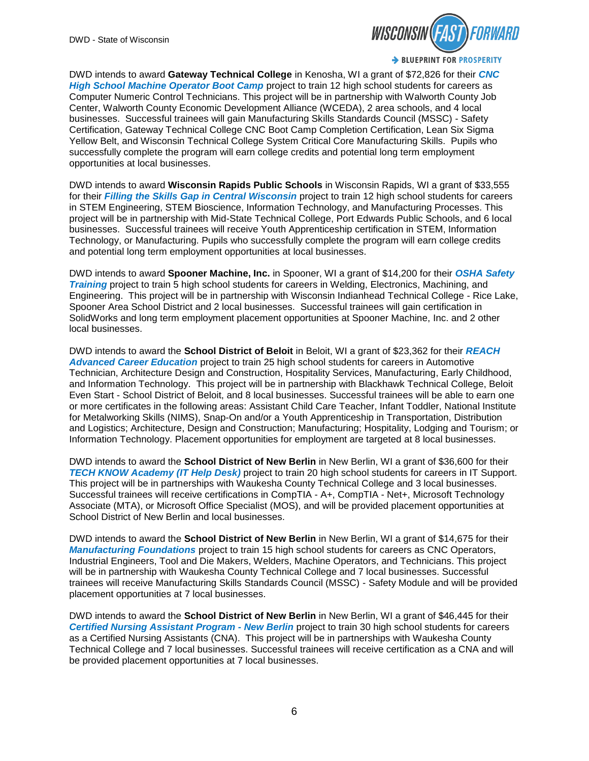DWD intends to award **Gateway Technical College** in Kenosha, WI a grant of $72,826 for their ***CNC High School Machine Operator Boot Camp*** project to train 12 high school students for careers as Computer Numeric Control Technicians. This project will be in partnership with Walworth County Job Center, Walworth County Economic Development Alliance (WCEDA), 2 area schools, and 4 local businesses. Successful trainees will gain Manufacturing Skills Standards Council (MSSC) - Safety Certification, Gateway Technical College CNC Boot Camp Completion Certification, Lean Six Sigma Yellow Belt, and Wisconsin Technical College System Critical Core Manufacturing Skills. Pupils who successfully complete the program will earn college credits and potential long term employment opportunities at local businesses.

DWD intends to award **Wisconsin Rapids Public Schools** in Wisconsin Rapids, WI a grant of $33,555 for their ***Filling the Skills Gap in Central Wisconsin*** project to train 12 high school students for careers in STEM Engineering, STEM Bioscience, Information Technology, and Manufacturing Processes. This project will be in partnership with Mid-State Technical College, Port Edwards Public Schools, and 6 local businesses. Successful trainees will receive Youth Apprenticeship certification in STEM, Information Technology, or Manufacturing. Pupils who successfully complete the program will earn college credits and potential long term employment opportunities at local businesses.

DWD intends to award **Spooner Machine, Inc.** in Spooner, WI a grant of $14,200 for their ***OSHA Safety Training*** project to train 5 high school students for careers in Welding, Electronics, Machining, and Engineering. This project will be in partnership with Wisconsin Indianhead Technical College - Rice Lake, Spooner Area School District and 2 local businesses. Successful trainees will gain certification in SolidWorks and long term employment placement opportunities at Spooner Machine, Inc. and 2 other local businesses.

DWD intends to award the **School District of Beloit** in Beloit, WI a grant of $23,362 for their ***REACH Advanced Career Education*** project to train 25 high school students for careers in Automotive Technician, Architecture Design and Construction, Hospitality Services, Manufacturing, Early Childhood, and Information Technology. This project will be in partnership with Blackhawk Technical College, Beloit Even Start - School District of Beloit, and 8 local businesses. Successful trainees will be able to earn one or more certificates in the following areas: Assistant Child Care Teacher, Infant Toddler, National Institute for Metalworking Skills (NIMS), Snap-On and/or a Youth Apprenticeship in Transportation, Distribution and Logistics; Architecture, Design and Construction; Manufacturing; Hospitality, Lodging and Tourism; or Information Technology. Placement opportunities for employment are targeted at 8 local businesses.

DWD intends to award the **School District of New Berlin** in New Berlin, WI a grant of $36,600 for their ***TECH KNOW Academy (IT Help Desk)*** project to train 20 high school students for careers in IT Support. This project will be in partnerships with Waukesha County Technical College and 3 local businesses. Successful trainees will receive certifications in CompTIA - A+, CompTIA - Net+, Microsoft Technology Associate (MTA), or Microsoft Office Specialist (MOS), and will be provided placement opportunities at School District of New Berlin and local businesses.

DWD intends to award the **School District of New Berlin** in New Berlin, WI a grant of $14,675 for their ***Manufacturing Foundations*** project to train 15 high school students for careers as CNC Operators, Industrial Engineers, Tool and Die Makers, Welders, Machine Operators, and Technicians. This project will be in partnership with Waukesha County Technical College and 7 local businesses. Successful trainees will receive Manufacturing Skills Standards Council (MSSC) - Safety Module and will be provided placement opportunities at 7 local businesses.

DWD intends to award the **School District of New Berlin** in New Berlin, WI a grant of $46,445 for their ***Certified Nursing Assistant Program - New Berlin*** project to train 30 high school students for careers as a Certified Nursing Assistants (CNA). This project will be in partnerships with Waukesha County Technical College and 7 local businesses. Successful trainees will receive certification as a CNA and will be provided placement opportunities at 7 local businesses.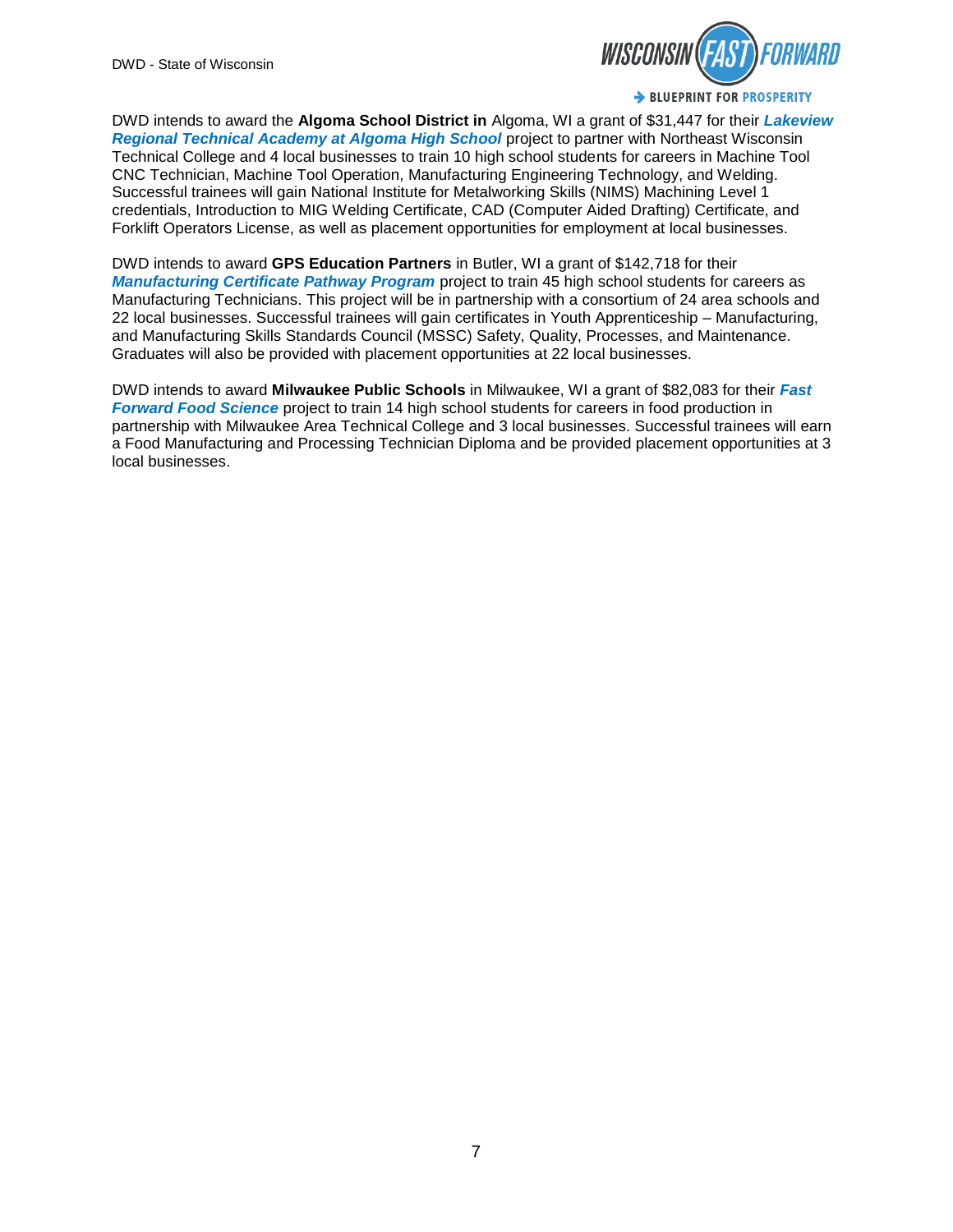DWD intends to award the **Algoma School District in** Algoma, WI a grant of $31,447 for their ***Lakeview Regional Technical Academy at Algoma High School*** project to partner with Northeast Wisconsin Technical College and 4 local businesses to train 10 high school students for careers in Machine Tool CNC Technician, Machine Tool Operation, Manufacturing Engineering Technology, and Welding. Successful trainees will gain National Institute for Metalworking Skills (NIMS) Machining Level 1 credentials, Introduction to MIG Welding Certificate, CAD (Computer Aided Drafting) Certificate, and Forklift Operators License, as well as placement opportunities for employment at local businesses.

DWD intends to award **GPS Education Partners** in Butler, WI a grant of $142,718 for their ***Manufacturing Certificate Pathway Program*** project to train 45 high school students for careers as Manufacturing Technicians. This project will be in partnership with a consortium of 24 area schools and 22 local businesses. Successful trainees will gain certificates in Youth Apprenticeship – Manufacturing, and Manufacturing Skills Standards Council (MSSC) Safety, Quality, Processes, and Maintenance. Graduates will also be provided with placement opportunities at 22 local businesses.

DWD intends to award **Milwaukee Public Schools** in Milwaukee, WI a grant of $82,083 for their ***Fast Forward Food Science*** project to train 14 high school students for careers in food production in partnership with Milwaukee Area Technical College and 3 local businesses. Successful trainees will earn a Food Manufacturing and Processing Technician Diploma and be provided placement opportunities at 3 local businesses.